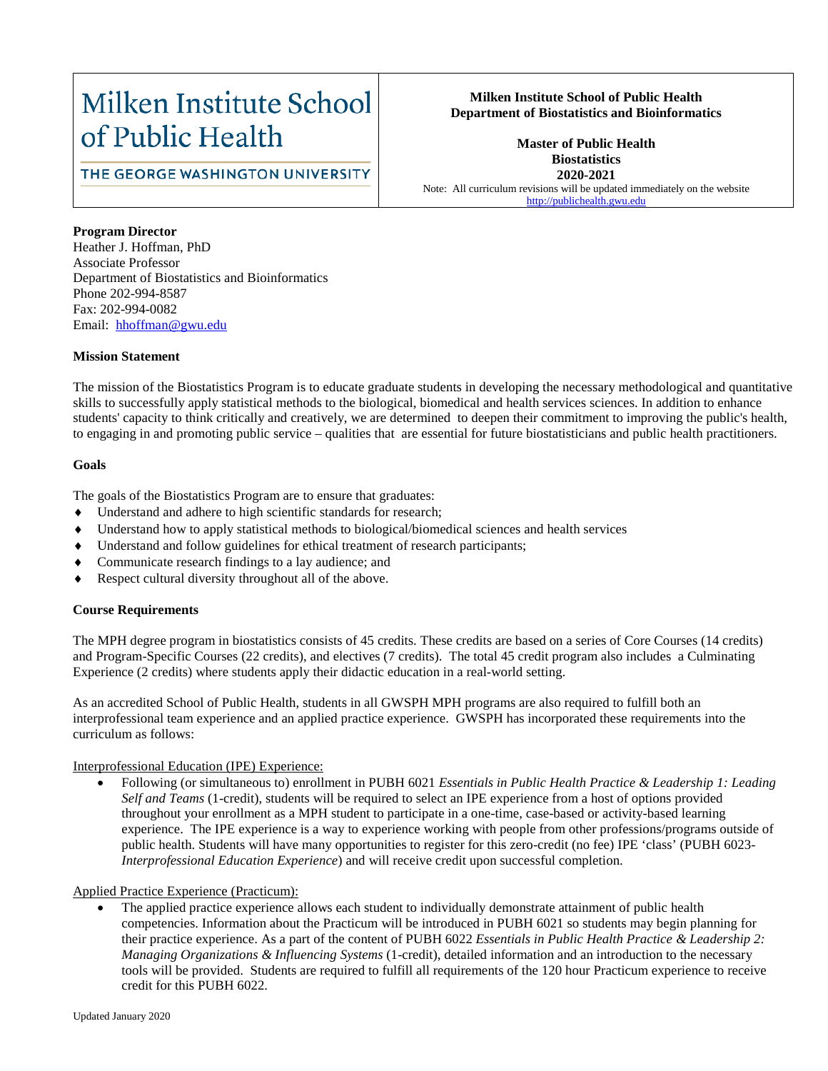| Milken Institute School of Public Health<br>THE GEORGE WASHINGTON UNIVERSITY | **Milken Institute School of Public Health**<br>**Department of Biostatistics and Bioinformatics**<br><br>**Master of Public Health**<br>**Biostatistics**<br>**2020-2021**<br>Note: All curriculum revisions will be updated immediately on the website<br>http://publichealth.gwu.edu |
|---|---|

**Program Director**
Heather J. Hoffman, PhD
Associate Professor
Department of Biostatistics and Bioinformatics
Phone 202-994-8587
Fax: 202-994-0082
Email: hhoffman@gwu.edu

**Mission Statement**

The mission of the Biostatistics Program is to educate graduate students in developing the necessary methodological and quantitative skills to successfully apply statistical methods to the biological, biomedical and health services sciences. In addition to enhance students' capacity to think critically and creatively, we are determined to deepen their commitment to improving the public's health, to engaging in and promoting public service – qualities that are essential for future biostatisticians and public health practitioners.

**Goals**

The goals of the Biostatistics Program are to ensure that graduates:

- Understand and adhere to high scientific standards for research;
- Understand how to apply statistical methods to biological/biomedical sciences and health services
- Understand and follow guidelines for ethical treatment of research participants;
- Communicate research findings to a lay audience; and
- Respect cultural diversity throughout all of the above.

**Course Requirements**

The MPH degree program in biostatistics consists of 45 credits. These credits are based on a series of Core Courses (14 credits) and Program-Specific Courses (22 credits), and electives (7 credits). The total 45 credit program also includes a Culminating Experience (2 credits) where students apply their didactic education in a real-world setting.

As an accredited School of Public Health, students in all GWSPH MPH programs are also required to fulfill both an interprofessional team experience and an applied practice experience. GWSPH has incorporated these requirements into the curriculum as follows:

Interprofessional Education (IPE) Experience:

- Following (or simultaneous to) enrollment in PUBH 6021 *Essentials in Public Health Practice & Leadership 1: Leading Self and Teams* (1-credit), students will be required to select an IPE experience from a host of options provided throughout your enrollment as a MPH student to participate in a one-time, case-based or activity-based learning experience. The IPE experience is a way to experience working with people from other professions/programs outside of public health. Students will have many opportunities to register for this zero-credit (no fee) IPE 'class' (PUBH 6023- *Interprofessional Education Experience*) and will receive credit upon successful completion.

Applied Practice Experience (Practicum):

- The applied practice experience allows each student to individually demonstrate attainment of public health competencies. Information about the Practicum will be introduced in PUBH 6021 so students may begin planning for their practice experience. As a part of the content of PUBH 6022 *Essentials in Public Health Practice & Leadership 2: Managing Organizations & Influencing Systems* (1-credit), detailed information and an introduction to the necessary tools will be provided. Students are required to fulfill all requirements of the 120 hour Practicum experience to receive credit for this PUBH 6022.

Updated January 2020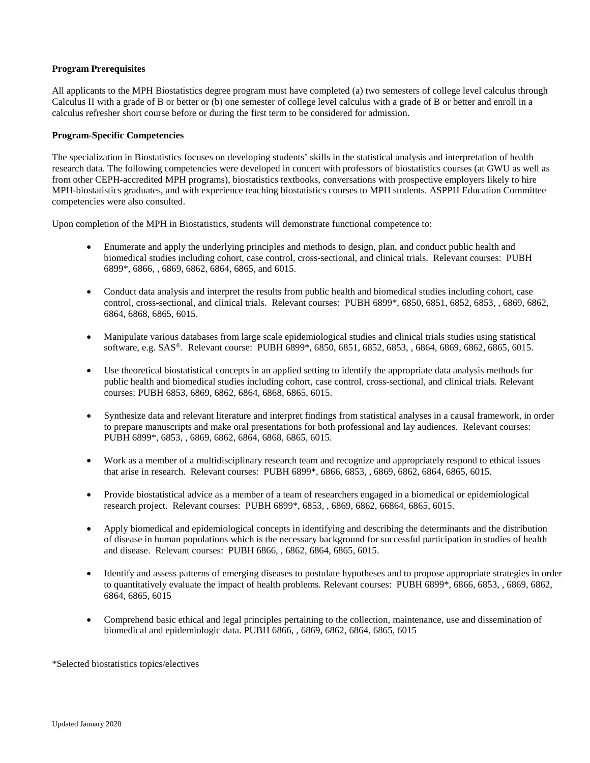**Program Prerequisites**

All applicants to the MPH Biostatistics degree program must have completed (a) two semesters of college level calculus through Calculus II with a grade of B or better or (b) one semester of college level calculus with a grade of B or better and enroll in a calculus refresher short course before or during the first term to be considered for admission.

**Program-Specific Competencies**

The specialization in Biostatistics focuses on developing students' skills in the statistical analysis and interpretation of health research data. The following competencies were developed in concert with professors of biostatistics courses (at GWU as well as from other CEPH-accredited MPH programs), biostatistics textbooks, conversations with prospective employers likely to hire MPH-biostatistics graduates, and with experience teaching biostatistics courses to MPH students. ASPPH Education Committee competencies were also consulted.

Upon completion of the MPH in Biostatistics, students will demonstrate functional competence to:

- Enumerate and apply the underlying principles and methods to design, plan, and conduct public health and biomedical studies including cohort, case control, cross-sectional, and clinical trials. Relevant courses: PUBH 6899*, 6866, , 6869, 6862, 6864, 6865, and 6015.
- Conduct data analysis and interpret the results from public health and biomedical studies including cohort, case control, cross-sectional, and clinical trials. Relevant courses: PUBH 6899*, 6850, 6851, 6852, 6853, , 6869, 6862, 6864, 6868, 6865, 6015.
- Manipulate various databases from large scale epidemiological studies and clinical trials studies using statistical software, e.g. SAS®. Relevant course: PUBH 6899*, 6850, 6851, 6852, 6853, , 6864, 6869, 6862, 6865, 6015.
- Use theoretical biostatistical concepts in an applied setting to identify the appropriate data analysis methods for public health and biomedical studies including cohort, case control, cross-sectional, and clinical trials. Relevant courses: PUBH 6853, 6869, 6862, 6864, 6868, 6865, 6015.
- Synthesize data and relevant literature and interpret findings from statistical analyses in a causal framework, in order to prepare manuscripts and make oral presentations for both professional and lay audiences. Relevant courses: PUBH 6899*, 6853, , 6869, 6862, 6864, 6868, 6865, 6015.
- Work as a member of a multidisciplinary research team and recognize and appropriately respond to ethical issues that arise in research. Relevant courses: PUBH 6899*, 6866, 6853, , 6869, 6862, 6864, 6865, 6015.
- Provide biostatistical advice as a member of a team of researchers engaged in a biomedical or epidemiological research project. Relevant courses: PUBH 6899*, 6853, , 6869, 6862, 66864, 6865, 6015.
- Apply biomedical and epidemiological concepts in identifying and describing the determinants and the distribution of disease in human populations which is the necessary background for successful participation in studies of health and disease. Relevant courses: PUBH 6866, , 6862, 6864, 6865, 6015.
- Identify and assess patterns of emerging diseases to postulate hypotheses and to propose appropriate strategies in order to quantitatively evaluate the impact of health problems. Relevant courses: PUBH 6899*, 6866, 6853, , 6869, 6862, 6864, 6865, 6015
- Comprehend basic ethical and legal principles pertaining to the collection, maintenance, use and dissemination of biomedical and epidemiologic data. PUBH 6866, , 6869, 6862, 6864, 6865, 6015

*Selected biostatistics topics/electives

Updated January 2020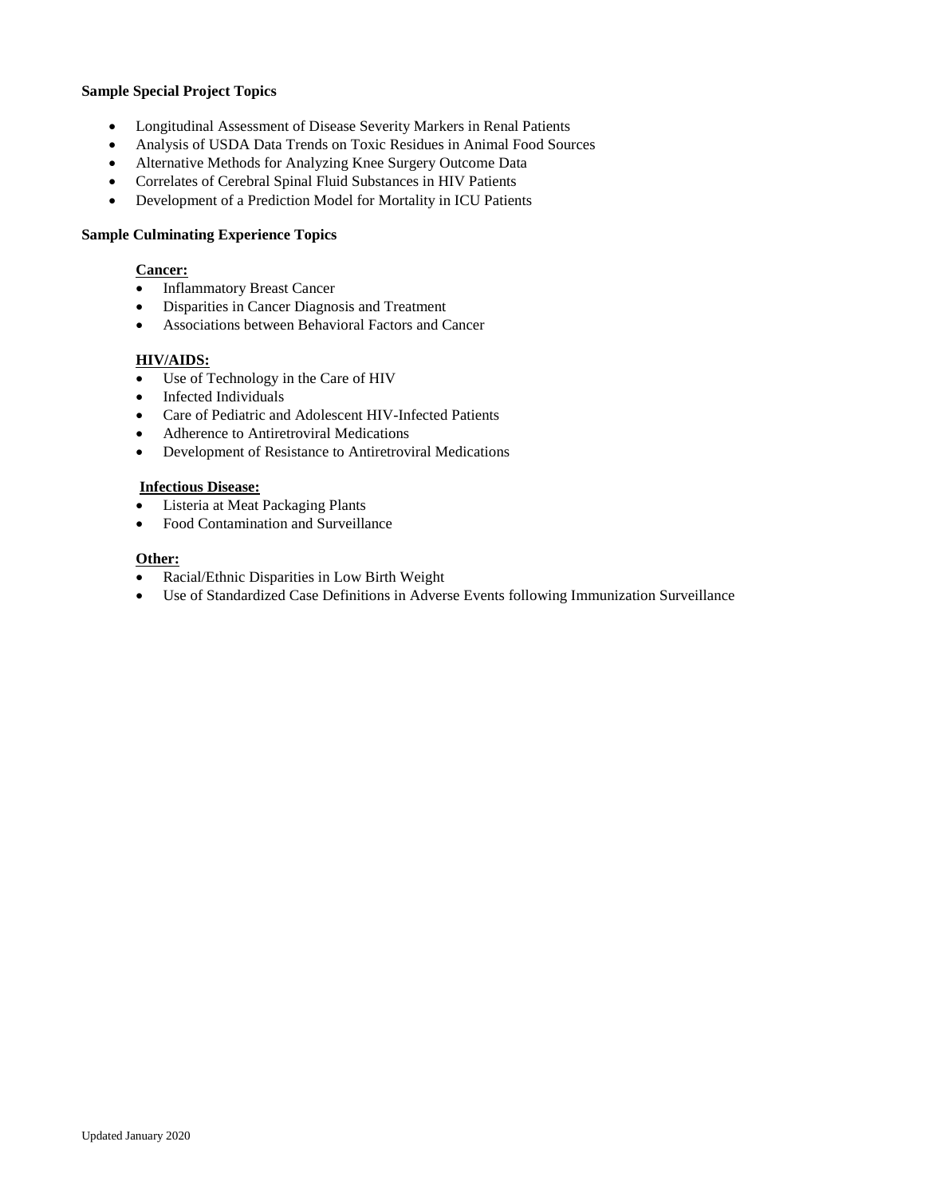**Sample Special Project Topics**

- Longitudinal Assessment of Disease Severity Markers in Renal Patients
- Analysis of USDA Data Trends on Toxic Residues in Animal Food Sources
- Alternative Methods for Analyzing Knee Surgery Outcome Data
- Correlates of Cerebral Spinal Fluid Substances in HIV Patients
- Development of a Prediction Model for Mortality in ICU Patients

**Sample Culminating Experience Topics**

**Cancer:**

- Inflammatory Breast Cancer
- Disparities in Cancer Diagnosis and Treatment
- Associations between Behavioral Factors and Cancer

**HIV/AIDS:**

- Use of Technology in the Care of HIV
- Infected Individuals
- Care of Pediatric and Adolescent HIV-Infected Patients
- Adherence to Antiretroviral Medications
- Development of Resistance to Antiretroviral Medications

**Infectious Disease:**

- Listeria at Meat Packaging Plants
- Food Contamination and Surveillance

**Other:**

- Racial/Ethnic Disparities in Low Birth Weight
- Use of Standardized Case Definitions in Adverse Events following Immunization Surveillance

Updated January 2020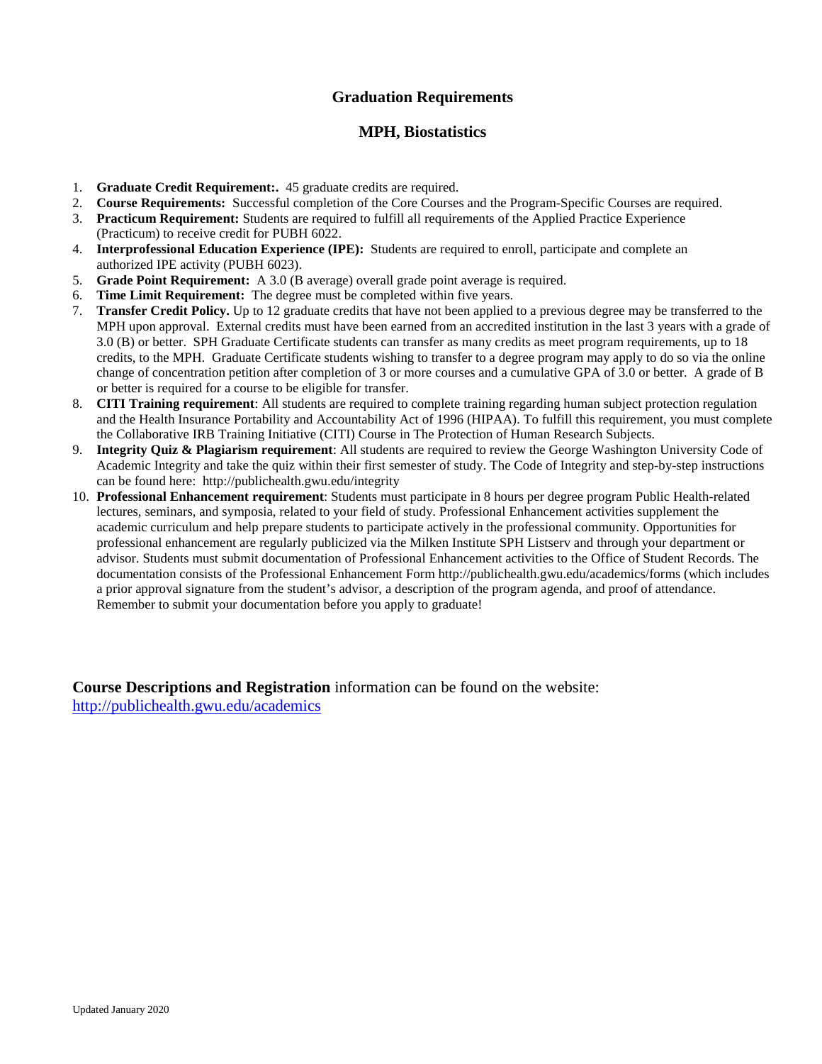# Graduation Requirements

## MPH, Biostatistics

1. **Graduate Credit Requirement:.** 45 graduate credits are required.
2. **Course Requirements:** Successful completion of the Core Courses and the Program-Specific Courses are required.
3. **Practicum Requirement:** Students are required to fulfill all requirements of the Applied Practice Experience (Practicum) to receive credit for PUBH 6022.
4. **Interprofessional Education Experience (IPE):** Students are required to enroll, participate and complete an authorized IPE activity (PUBH 6023).
5. **Grade Point Requirement:** A 3.0 (B average) overall grade point average is required.
6. **Time Limit Requirement:** The degree must be completed within five years.
7. **Transfer Credit Policy.** Up to 12 graduate credits that have not been applied to a previous degree may be transferred to the MPH upon approval. External credits must have been earned from an accredited institution in the last 3 years with a grade of 3.0 (B) or better. SPH Graduate Certificate students can transfer as many credits as meet program requirements, up to 18 credits, to the MPH. Graduate Certificate students wishing to transfer to a degree program may apply to do so via the online change of concentration petition after completion of 3 or more courses and a cumulative GPA of 3.0 or better. A grade of B or better is required for a course to be eligible for transfer.
8. **CITI Training requirement**: All students are required to complete training regarding human subject protection regulation and the Health Insurance Portability and Accountability Act of 1996 (HIPAA). To fulfill this requirement, you must complete the Collaborative IRB Training Initiative (CITI) Course in The Protection of Human Research Subjects.
9. **Integrity Quiz & Plagiarism requirement**: All students are required to review the George Washington University Code of Academic Integrity and take the quiz within their first semester of study. The Code of Integrity and step-by-step instructions can be found here: http://publichealth.gwu.edu/integrity
10. **Professional Enhancement requirement**: Students must participate in 8 hours per degree program Public Health-related lectures, seminars, and symposia, related to your field of study. Professional Enhancement activities supplement the academic curriculum and help prepare students to participate actively in the professional community. Opportunities for professional enhancement are regularly publicized via the Milken Institute SPH Listserv and through your department or advisor. Students must submit documentation of Professional Enhancement activities to the Office of Student Records. The documentation consists of the Professional Enhancement Form http://publichealth.gwu.edu/academics/forms (which includes a prior approval signature from the student's advisor, a description of the program agenda, and proof of attendance. Remember to submit your documentation before you apply to graduate!

**Course Descriptions and Registration** information can be found on the website: [http://publichealth.gwu.edu/academics](http://publichealth.gwu.edu/academics)

Updated January 2020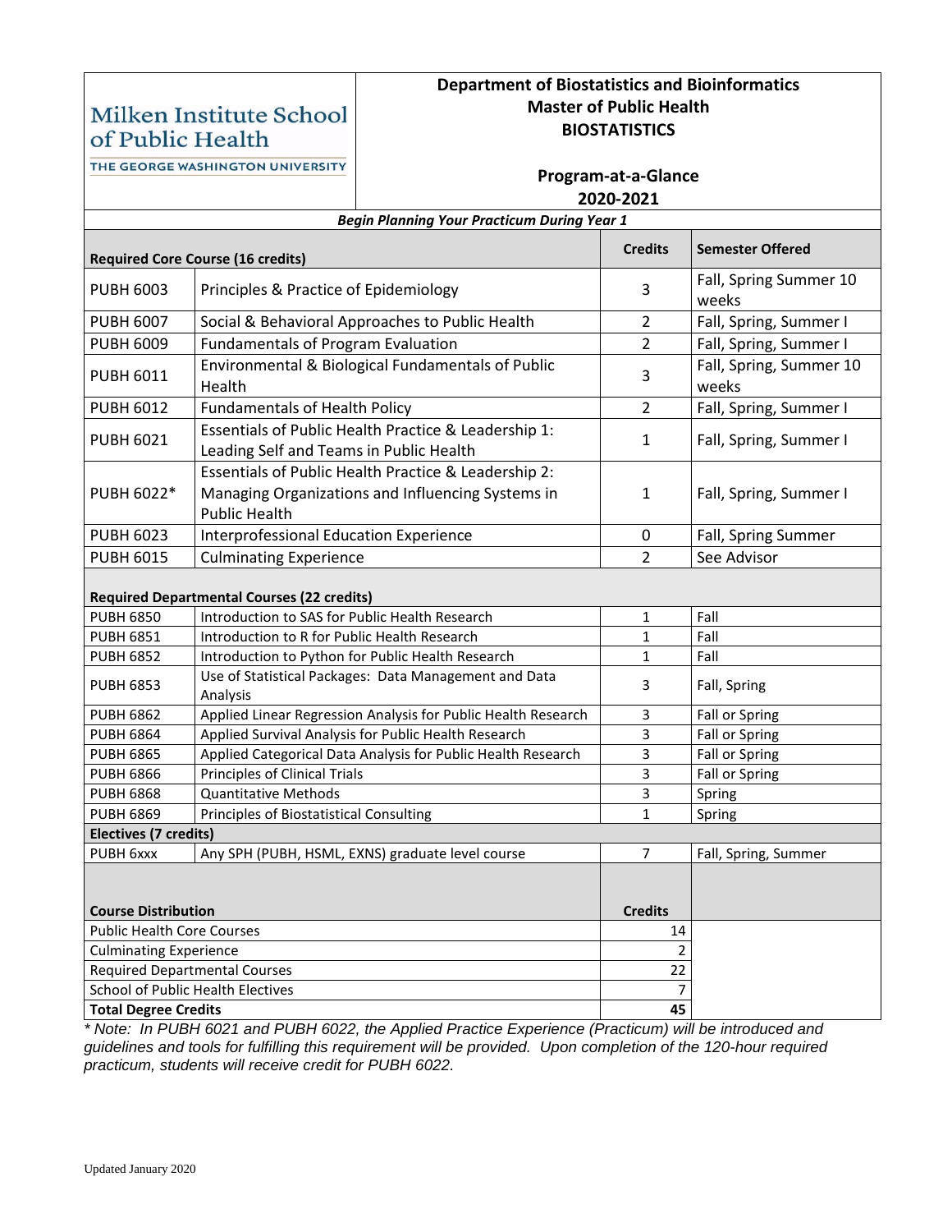Milken Institute School of Public Health

THE GEORGE WASHINGTON UNIVERSITY

# Department of Biostatistics and Bioinformatics
## Master of Public Health
## BIOSTATISTICS

### Program-at-a-Glance
### 2020-2021

***Begin Planning Your Practicum During Year 1***

| Required Core Course (16 credits) | | Credits | Semester Offered |
|---|---|---|---|
| PUBH 6003 | Principles & Practice of Epidemiology | 3 | Fall, Spring Summer 10 weeks |
| PUBH 6007 | Social & Behavioral Approaches to Public Health | 2 | Fall, Spring, Summer I |
| PUBH 6009 | Fundamentals of Program Evaluation | 2 | Fall, Spring, Summer I |
| PUBH 6011 | Environmental & Biological Fundamentals of Public Health | 3 | Fall, Spring, Summer 10 weeks |
| PUBH 6012 | Fundamentals of Health Policy | 2 | Fall, Spring, Summer I |
| PUBH 6021 | Essentials of Public Health Practice & Leadership 1: Leading Self and Teams in Public Health | 1 | Fall, Spring, Summer I |
| PUBH 6022* | Essentials of Public Health Practice & Leadership 2: Managing Organizations and Influencing Systems in Public Health | 1 | Fall, Spring, Summer I |
| PUBH 6023 | Interprofessional Education Experience | 0 | Fall, Spring Summer |
| PUBH 6015 | Culminating Experience | 2 | See Advisor |
| **Required Departmental Courses (22 credits)** | | | |
| PUBH 6850 | Introduction to SAS for Public Health Research | 1 | Fall |
| PUBH 6851 | Introduction to R for Public Health Research | 1 | Fall |
| PUBH 6852 | Introduction to Python for Public Health Research | 1 | Fall |
| PUBH 6853 | Use of Statistical Packages: Data Management and Data Analysis | 3 | Fall, Spring |
| PUBH 6862 | Applied Linear Regression Analysis for Public Health Research | 3 | Fall or Spring |
| PUBH 6864 | Applied Survival Analysis for Public Health Research | 3 | Fall or Spring |
| PUBH 6865 | Applied Categorical Data Analysis for Public Health Research | 3 | Fall or Spring |
| PUBH 6866 | Principles of Clinical Trials | 3 | Fall or Spring |
| PUBH 6868 | Quantitative Methods | 3 | Spring |
| PUBH 6869 | Principles of Biostatistical Consulting | 1 | Spring |
| **Electives (7 credits)** | | | |
| PUBH 6xxx | Any SPH (PUBH, HSML, EXNS) graduate level course | 7 | Fall, Spring, Summer |

| Course Distribution | Credits |
|---|---|
| Public Health Core Courses | 14 |
| Culminating Experience | 2 |
| Required Departmental Courses | 22 |
| School of Public Health Electives | 7 |
| **Total Degree Credits** | **45** |

*\* Note: In PUBH 6021 and PUBH 6022, the Applied Practice Experience (Practicum) will be introduced and guidelines and tools for fulfilling this requirement will be provided. Upon completion of the 120-hour required practicum, students will receive credit for PUBH 6022.*

Updated January 2020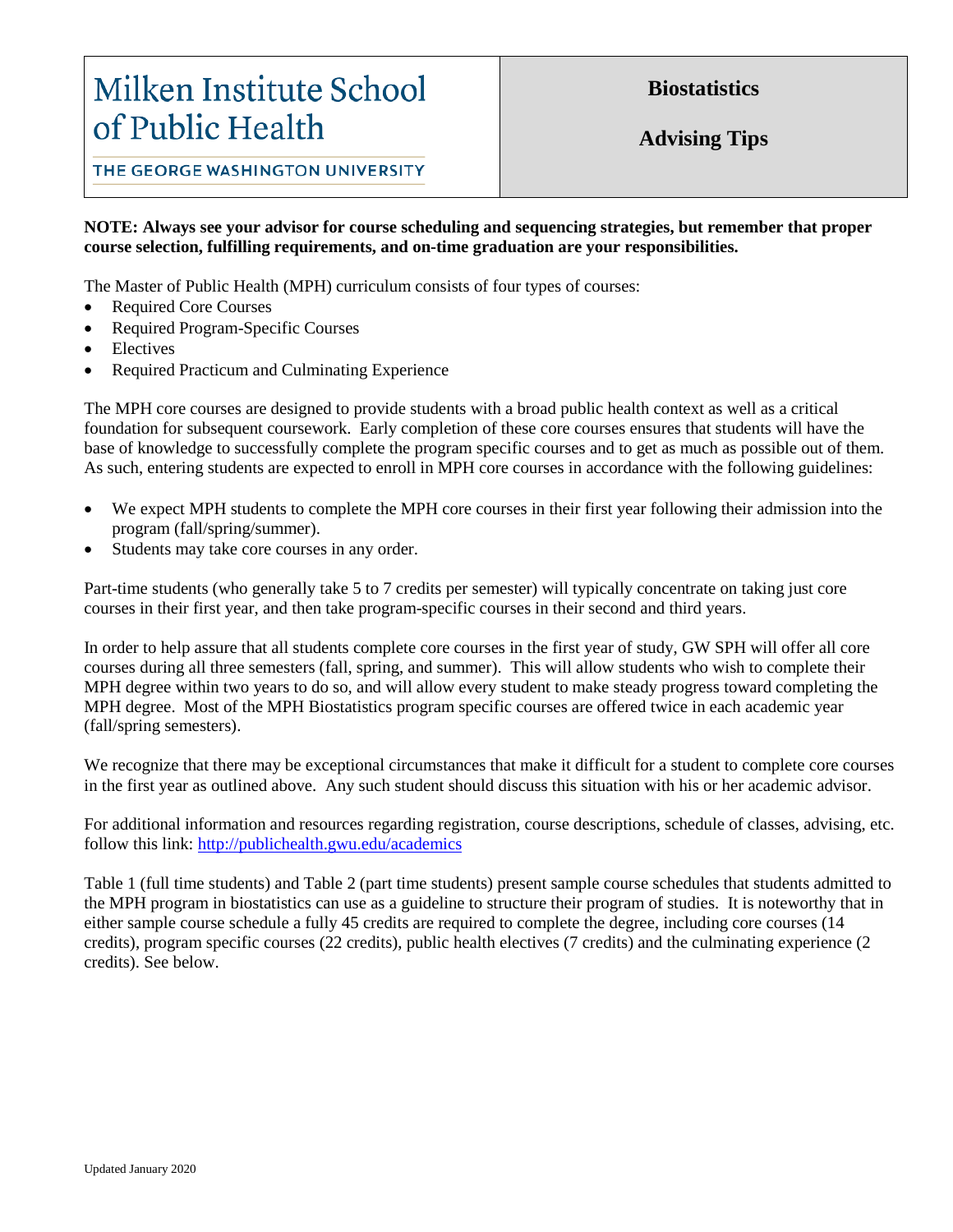# Milken Institute School of Public Health

THE GEORGE WASHINGTON UNIVERSITY

**Biostatistics**

**Advising Tips**

**NOTE: Always see your advisor for course scheduling and sequencing strategies, but remember that proper course selection, fulfilling requirements, and on-time graduation are your responsibilities.**

The Master of Public Health (MPH) curriculum consists of four types of courses:

- Required Core Courses
- Required Program-Specific Courses
- Electives
- Required Practicum and Culminating Experience

The MPH core courses are designed to provide students with a broad public health context as well as a critical foundation for subsequent coursework. Early completion of these core courses ensures that students will have the base of knowledge to successfully complete the program specific courses and to get as much as possible out of them. As such, entering students are expected to enroll in MPH core courses in accordance with the following guidelines:

- We expect MPH students to complete the MPH core courses in their first year following their admission into the program (fall/spring/summer).
- Students may take core courses in any order.

Part-time students (who generally take 5 to 7 credits per semester) will typically concentrate on taking just core courses in their first year, and then take program-specific courses in their second and third years.

In order to help assure that all students complete core courses in the first year of study, GW SPH will offer all core courses during all three semesters (fall, spring, and summer). This will allow students who wish to complete their MPH degree within two years to do so, and will allow every student to make steady progress toward completing the MPH degree. Most of the MPH Biostatistics program specific courses are offered twice in each academic year (fall/spring semesters).

We recognize that there may be exceptional circumstances that make it difficult for a student to complete core courses in the first year as outlined above. Any such student should discuss this situation with his or her academic advisor.

For additional information and resources regarding registration, course descriptions, schedule of classes, advising, etc. follow this link: [http://publichealth.gwu.edu/academics](http://publichealth.gwu.edu/academics)

Table 1 (full time students) and Table 2 (part time students) present sample course schedules that students admitted to the MPH program in biostatistics can use as a guideline to structure their program of studies. It is noteworthy that in either sample course schedule a fully 45 credits are required to complete the degree, including core courses (14 credits), program specific courses (22 credits), public health electives (7 credits) and the culminating experience (2 credits). See below.

Updated January 2020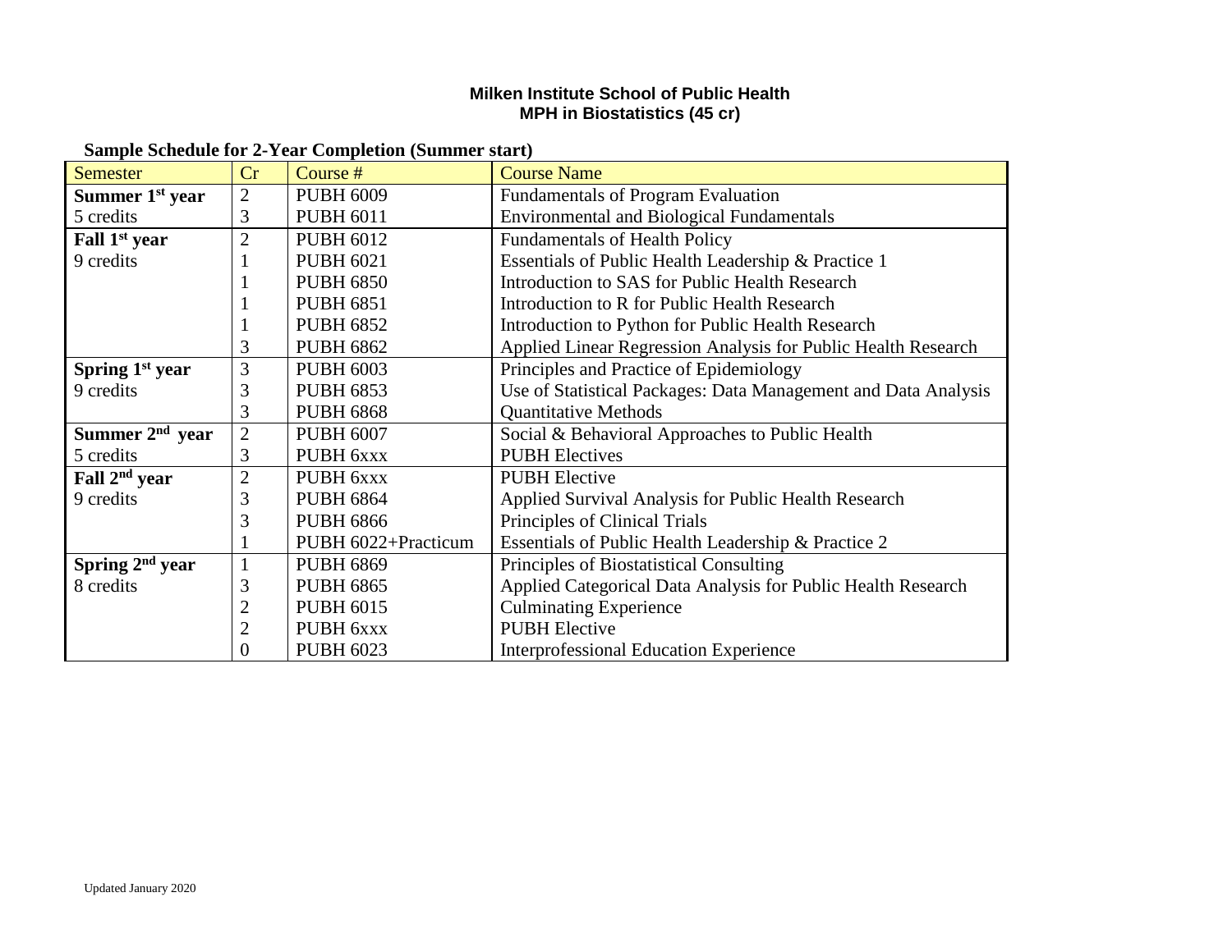**Milken Institute School of Public Health**
**MPH in Biostatistics (45 cr)**

**Sample Schedule for 2-Year Completion (Summer start)**

| Semester | Cr | Course # | Course Name |
|---|---|---|---|
| **Summer 1st year** | 2 | PUBH 6009 | Fundamentals of Program Evaluation |
| 5 credits | 3 | PUBH 6011 | Environmental and Biological Fundamentals |
| **Fall 1st year** | 2 | PUBH 6012 | Fundamentals of Health Policy |
| 9 credits | 1 | PUBH 6021 | Essentials of Public Health Leadership & Practice 1 |
| | 1 | PUBH 6850 | Introduction to SAS for Public Health Research |
| | 1 | PUBH 6851 | Introduction to R for Public Health Research |
| | 1 | PUBH 6852 | Introduction to Python for Public Health Research |
| | 3 | PUBH 6862 | Applied Linear Regression Analysis for Public Health Research |
| **Spring 1st year** | 3 | PUBH 6003 | Principles and Practice of Epidemiology |
| 9 credits | 3 | PUBH 6853 | Use of Statistical Packages: Data Management and Data Analysis |
| | 3 | PUBH 6868 | Quantitative Methods |
| **Summer 2nd year** | 2 | PUBH 6007 | Social & Behavioral Approaches to Public Health |
| 5 credits | 3 | PUBH 6xxx | PUBH Electives |
| **Fall 2nd year** | 2 | PUBH 6xxx | PUBH Elective |
| 9 credits | 3 | PUBH 6864 | Applied Survival Analysis for Public Health Research |
| | 3 | PUBH 6866 | Principles of Clinical Trials |
| | 1 | PUBH 6022+Practicum | Essentials of Public Health Leadership & Practice 2 |
| **Spring 2nd year** | 1 | PUBH 6869 | Principles of Biostatistical Consulting |
| 8 credits | 3 | PUBH 6865 | Applied Categorical Data Analysis for Public Health Research |
| | 2 | PUBH 6015 | Culminating Experience |
| | 2 | PUBH 6xxx | PUBH Elective |
| | 0 | PUBH 6023 | Interprofessional Education Experience |

Updated January 2020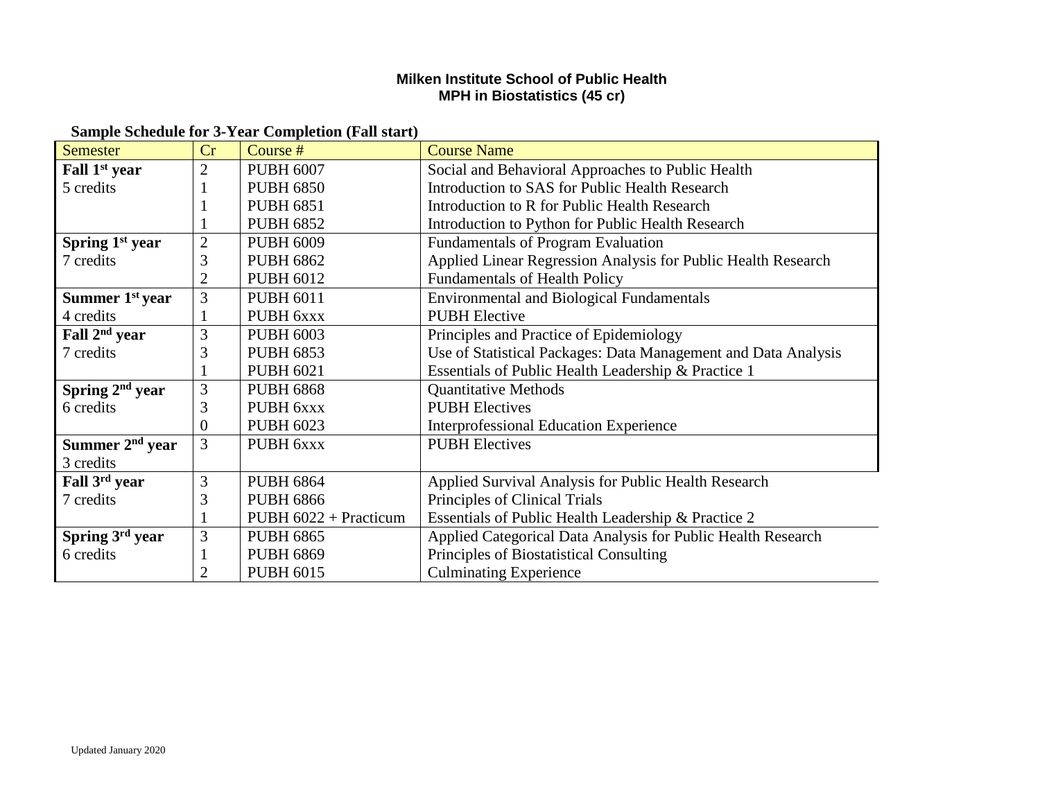**Milken Institute School of Public Health**
**MPH in Biostatistics (45 cr)**

**Sample Schedule for 3-Year Completion (Fall start)**

| Semester | Cr | Course # | Course Name |
|---|---|---|---|
| **Fall 1st year** | 2 | PUBH 6007 | Social and Behavioral Approaches to Public Health |
| 5 credits | 1 | PUBH 6850 | Introduction to SAS for Public Health Research |
| | 1 | PUBH 6851 | Introduction to R for Public Health Research |
| | 1 | PUBH 6852 | Introduction to Python for Public Health Research |
| **Spring 1st year** | 2 | PUBH 6009 | Fundamentals of Program Evaluation |
| 7 credits | 3 | PUBH 6862 | Applied Linear Regression Analysis for Public Health Research |
| | 2 | PUBH 6012 | Fundamentals of Health Policy |
| **Summer 1st year** | 3 | PUBH 6011 | Environmental and Biological Fundamentals |
| 4 credits | 1 | PUBH 6xxx | PUBH Elective |
| **Fall 2nd year** | 3 | PUBH 6003 | Principles and Practice of Epidemiology |
| 7 credits | 3 | PUBH 6853 | Use of Statistical Packages: Data Management and Data Analysis |
| | 1 | PUBH 6021 | Essentials of Public Health Leadership & Practice 1 |
| **Spring 2nd year** | 3 | PUBH 6868 | Quantitative Methods |
| 6 credits | 3 | PUBH 6xxx | PUBH Electives |
| | 0 | PUBH 6023 | Interprofessional Education Experience |
| **Summer 2nd year** | 3 | PUBH 6xxx | PUBH Electives |
| 3 credits | | | |
| **Fall 3rd year** | 3 | PUBH 6864 | Applied Survival Analysis for Public Health Research |
| 7 credits | 3 | PUBH 6866 | Principles of Clinical Trials |
| | 1 | PUBH 6022 + Practicum | Essentials of Public Health Leadership & Practice 2 |
| **Spring 3rd year** | 3 | PUBH 6865 | Applied Categorical Data Analysis for Public Health Research |
| 6 credits | 1 | PUBH 6869 | Principles of Biostatistical Consulting |
| | 2 | PUBH 6015 | Culminating Experience |

Updated January 2020